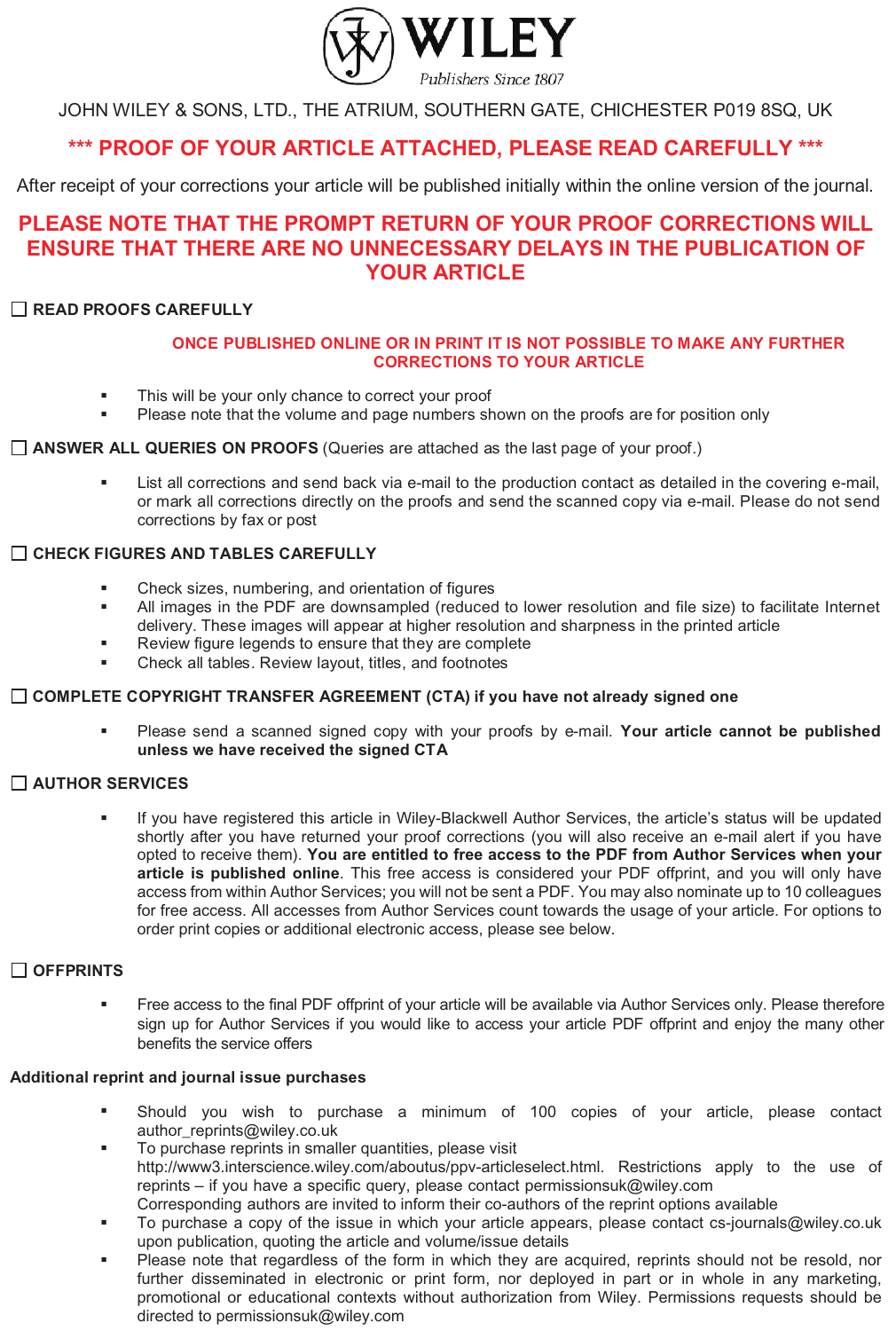# WILEY

*Publishers Since 1807*

JOHN WILEY & SONS, LTD., THE ATRIUM, SOUTHERN GATE, CHICHESTER P019 8SQ, UK

**\*\*\* PROOF OF YOUR ARTICLE ATTACHED, PLEASE READ CAREFULLY \*\*\***

After receipt of your corrections your article will be published initially within the online version of the journal.

**PLEASE NOTE THAT THE PROMPT RETURN OF YOUR PROOF CORRECTIONS WILL ENSURE THAT THERE ARE NO UNNECESSARY DELAYS IN THE PUBLICATION OF YOUR ARTICLE**

☐ **READ PROOFS CAREFULLY**

**ONCE PUBLISHED ONLINE OR IN PRINT IT IS NOT POSSIBLE TO MAKE ANY FURTHER CORRECTIONS TO YOUR ARTICLE**

- This will be your only chance to correct your proof
- Please note that the volume and page numbers shown on the proofs are for position only

☐ **ANSWER ALL QUERIES ON PROOFS** (Queries are attached as the last page of your proof.)

- List all corrections and send back via e-mail to the production contact as detailed in the covering e-mail, or mark all corrections directly on the proofs and send the scanned copy via e-mail. Please do not send corrections by fax or post

☐ **CHECK FIGURES AND TABLES CAREFULLY**

- Check sizes, numbering, and orientation of figures
- All images in the PDF are downsampled (reduced to lower resolution and file size) to facilitate Internet delivery. These images will appear at higher resolution and sharpness in the printed article
- Review figure legends to ensure that they are complete
- Check all tables. Review layout, titles, and footnotes

☐ **COMPLETE COPYRIGHT TRANSFER AGREEMENT (CTA) if you have not already signed one**

- Please send a scanned signed copy with your proofs by e-mail. **Your article cannot be published unless we have received the signed CTA**

☐ **AUTHOR SERVICES**

- If you have registered this article in Wiley-Blackwell Author Services, the article's status will be updated shortly after you have returned your proof corrections (you will also receive an e-mail alert if you have opted to receive them). **You are entitled to free access to the PDF from Author Services when your article is published online**. This free access is considered your PDF offprint, and you will only have access from within Author Services; you will not be sent a PDF. You may also nominate up to 10 colleagues for free access. All accesses from Author Services count towards the usage of your article. For options to order print copies or additional electronic access, please see below.

☐ **OFFPRINTS**

- Free access to the final PDF offprint of your article will be available via Author Services only. Please therefore sign up for Author Services if you would like to access your article PDF offprint and enjoy the many other benefits the service offers

**Additional reprint and journal issue purchases**

- Should you wish to purchase a minimum of 100 copies of your article, please contact author_reprints@wiley.co.uk
- To purchase reprints in smaller quantities, please visit http://www3.interscience.wiley.com/aboutus/ppv-articleselect.html. Restrictions apply to the use of reprints – if you have a specific query, please contact permissionsuk@wiley.com
  Corresponding authors are invited to inform their co-authors of the reprint options available
- To purchase a copy of the issue in which your article appears, please contact cs-journals@wiley.co.uk upon publication, quoting the article and volume/issue details
- Please note that regardless of the form in which they are acquired, reprints should not be resold, nor further disseminated in electronic or print form, nor deployed in part or in whole in any marketing, promotional or educational contexts without authorization from Wiley. Permissions requests should be directed to permissionsuk@wiley.com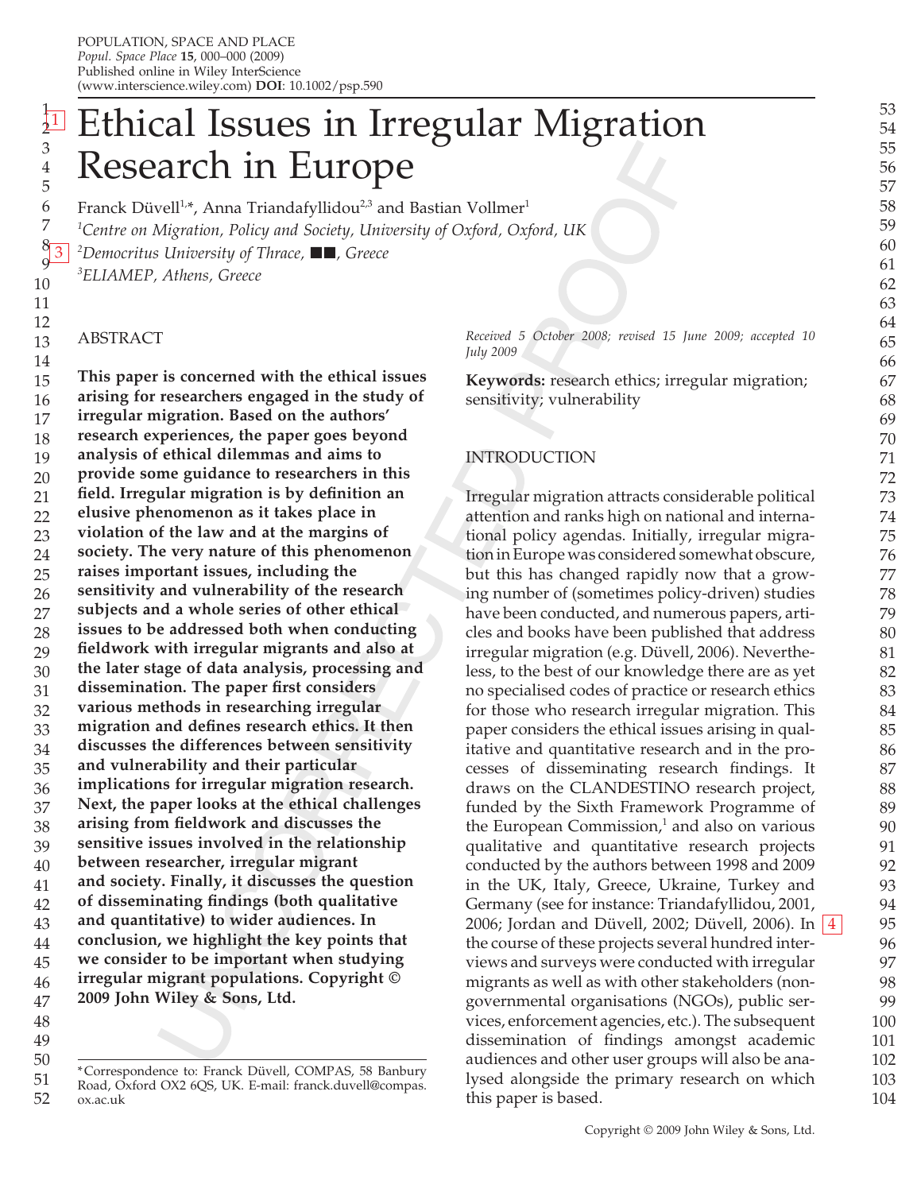# Ethical Issues in Irregular Migration Research in Europe

Franck Düvell[1,*], Anna Triandafyllidou[2,3] and Bastian Vollmer[1]

[1]*Centre on Migration, Policy and Society, University of Oxford, Oxford, UK*

[2]*Democritus University of Thrace, ■■, Greece*

[3]*ELIAMEP, Athens, Greece*

## ABSTRACT

**This paper is concerned with the ethical issues arising for researchers engaged in the study of irregular migration. Based on the authors' research experiences, the paper goes beyond analysis of ethical dilemmas and aims to provide some guidance to researchers in this field. Irregular migration is by definition an elusive phenomenon as it takes place in violation of the law and at the margins of society. The very nature of this phenomenon raises important issues, including the sensitivity and vulnerability of the research subjects and a whole series of other ethical issues to be addressed both when conducting fieldwork with irregular migrants and also at the later stage of data analysis, processing and dissemination. The paper first considers various methods in researching irregular migration and defines research ethics. It then discusses the differences between sensitivity and vulnerability and their particular implications for irregular migration research. Next, the paper looks at the ethical challenges arising from fieldwork and discusses the sensitive issues involved in the relationship between researcher, irregular migrant and society. Finally, it discusses the question of disseminating findings (both qualitative and quantitative) to wider audiences. In conclusion, we highlight the key points that we consider to be important when studying irregular migrant populations. Copyright © 2009 John Wiley & Sons, Ltd.**

*Received 5 October 2008; revised 15 June 2009; accepted 10 July 2009*

**Keywords:** research ethics; irregular migration; sensitivity; vulnerability

## INTRODUCTION

Irregular migration attracts considerable political attention and ranks high on national and international policy agendas. Initially, irregular migration in Europe was considered somewhat obscure, but this has changed rapidly now that a growing number of (sometimes policy-driven) studies have been conducted, and numerous papers, articles and books have been published that address irregular migration (e.g. Düvell, 2006). Nevertheless, to the best of our knowledge there are as yet no specialised codes of practice or research ethics for those who research irregular migration. This paper considers the ethical issues arising in qualitative and quantitative research and in the processes of disseminating research findings. It draws on the CLANDESTINO research project, funded by the Sixth Framework Programme of the European Commission,[1] and also on various qualitative and quantitative research projects conducted by the authors between 1998 and 2009 in the UK, Italy, Greece, Ukraine, Turkey and Germany (see for instance: Triandafyllidou, 2001, 2006; Jordan and Düvell, 2002; Düvell, 2006). In the course of these projects several hundred interviews and surveys were conducted with irregular migrants as well as with other stakeholders (non-governmental organisations (NGOs), public services, enforcement agencies, etc.). The subsequent dissemination of findings amongst academic audiences and other user groups will also be analysed alongside the primary research on which this paper is based.

---

*Correspondence to: Franck Düvell, COMPAS, 58 Banbury Road, Oxford OX2 6QS, UK. E-mail: franck.duvell@compas.ox.ac.uk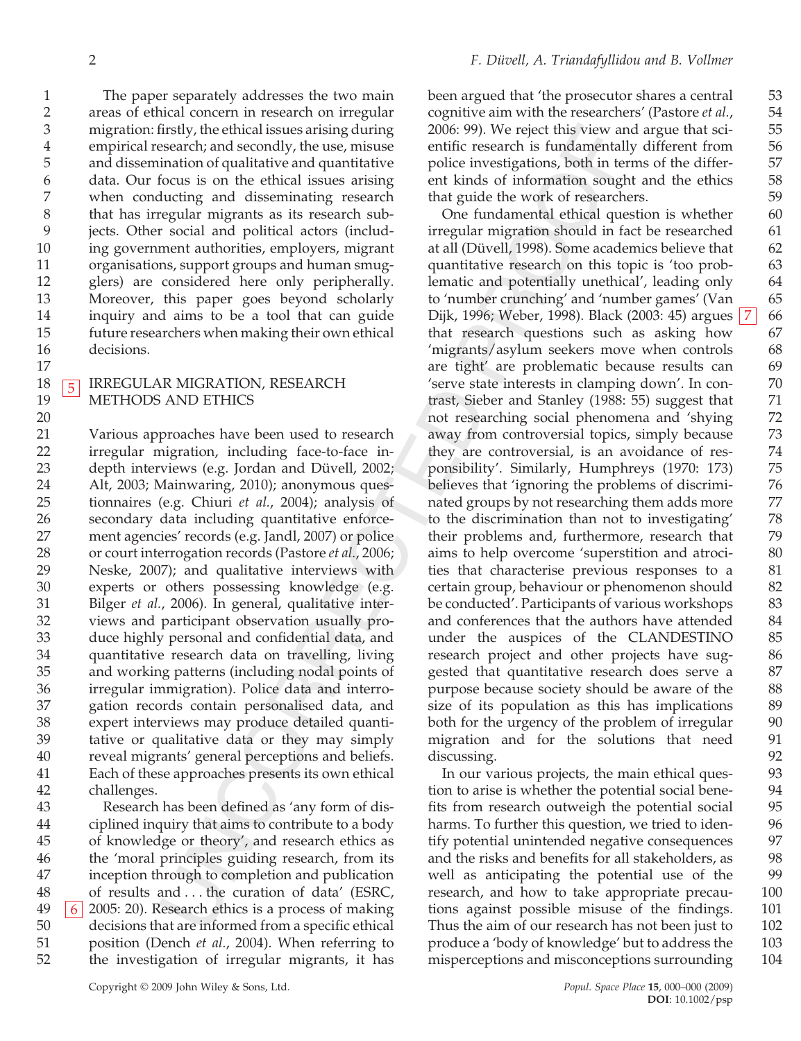The paper separately addresses the two main areas of ethical concern in research on irregular migration: firstly, the ethical issues arising during empirical research; and secondly, the use, misuse and dissemination of qualitative and quantitative data. Our focus is on the ethical issues arising when conducting and disseminating research that has irregular migrants as its research subjects. Other social and political actors (including government authorities, employers, migrant organisations, support groups and human smugglers) are considered here only peripherally. Moreover, this paper goes beyond scholarly inquiry and aims to be a tool that can guide future researchers when making their own ethical decisions.

## IRREGULAR MIGRATION, RESEARCH METHODS AND ETHICS

Various approaches have been used to research irregular migration, including face-to-face in-depth interviews (e.g. Jordan and Düvell, 2002; Alt, 2003; Mainwaring, 2010); anonymous questionnaires (e.g. Chiuri *et al.*, 2004); analysis of secondary data including quantitative enforcement agencies' records (e.g. Jandl, 2007) or police or court interrogation records (Pastore *et al.*, 2006; Neske, 2007); and qualitative interviews with experts or others possessing knowledge (e.g. Bilger *et al.*, 2006). In general, qualitative interviews and participant observation usually produce highly personal and confidential data, and quantitative research data on travelling, living and working patterns (including nodal points of irregular immigration). Police data and interrogation records contain personalised data, and expert interviews may produce detailed quantitative or qualitative data or they may simply reveal migrants' general perceptions and beliefs. Each of these approaches presents its own ethical challenges.

Research has been defined as 'any form of disciplined inquiry that aims to contribute to a body of knowledge or theory', and research ethics as the 'moral principles guiding research, from its inception through to completion and publication of results and . . . the curation of data' (ESRC, 2005: 20). Research ethics is a process of making decisions that are informed from a specific ethical position (Dench *et al.*, 2004). When referring to the investigation of irregular migrants, it has been argued that 'the prosecutor shares a central cognitive aim with the researchers' (Pastore *et al.*, 2006: 99). We reject this view and argue that scientific research is fundamentally different from police investigations, both in terms of the different kinds of information sought and the ethics that guide the work of researchers.

One fundamental ethical question is whether irregular migration should in fact be researched at all (Düvell, 1998). Some academics believe that quantitative research on this topic is 'too problematic and potentially unethical', leading only to 'number crunching' and 'number games' (Van Dijk, 1996; Weber, 1998). Black (2003: 45) argues that research questions such as asking how 'migrants/asylum seekers move when controls are tight' are problematic because results can 'serve state interests in clamping down'. In contrast, Sieber and Stanley (1988: 55) suggest that not researching social phenomena and 'shying away from controversial topics, simply because they are controversial, is an avoidance of responsibility'. Similarly, Humphreys (1970: 173) believes that 'ignoring the problems of discriminated groups by not researching them adds more to the discrimination than not to investigating' their problems and, furthermore, research that aims to help overcome 'superstition and atrocities that characterise previous responses to a certain group, behaviour or phenomenon should be conducted'. Participants of various workshops and conferences that the authors have attended under the auspices of the CLANDESTINO research project and other projects have suggested that quantitative research does serve a purpose because society should be aware of the size of its population as this has implications both for the urgency of the problem of irregular migration and for the solutions that need discussing.

In our various projects, the main ethical question to arise is whether the potential social benefits from research outweigh the potential social harms. To further this question, we tried to identify potential unintended negative consequences and the risks and benefits for all stakeholders, as well as anticipating the potential use of the research, and how to take appropriate precautions against possible misuse of the findings. Thus the aim of our research has not been just to produce a 'body of knowledge' but to address the misperceptions and misconceptions surrounding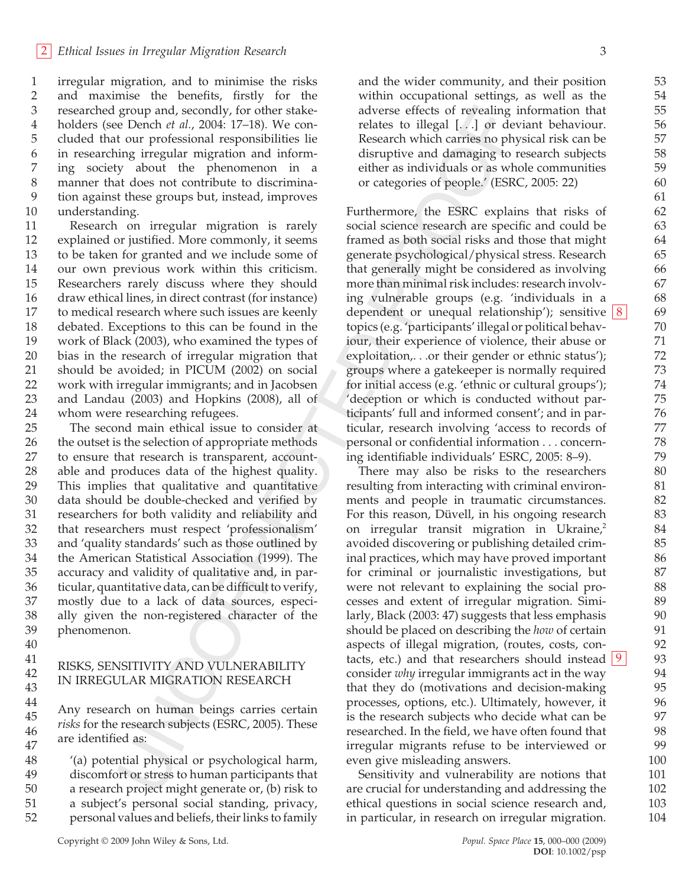irregular migration, and to minimise the risks and maximise the benefits, firstly for the researched group and, secondly, for other stakeholders (see Dench *et al.*, 2004: 17–18). We concluded that our professional responsibilities lie in researching irregular migration and informing society about the phenomenon in a manner that does not contribute to discrimination against these groups but, instead, improves understanding.

Research on irregular migration is rarely explained or justified. More commonly, it seems to be taken for granted and we include some of our own previous work within this criticism. Researchers rarely discuss where they should draw ethical lines, in direct contrast (for instance) to medical research where such issues are keenly debated. Exceptions to this can be found in the work of Black (2003), who examined the types of bias in the research of irregular migration that should be avoided; in PICUM (2002) on social work with irregular immigrants; and in Jacobsen and Landau (2003) and Hopkins (2008), all of whom were researching refugees.

The second main ethical issue to consider at the outset is the selection of appropriate methods to ensure that research is transparent, accountable and produces data of the highest quality. This implies that qualitative and quantitative data should be double-checked and verified by researchers for both validity and reliability and that researchers must respect 'professionalism' and 'quality standards' such as those outlined by the American Statistical Association (1999). The accuracy and validity of qualitative and, in particular, quantitative data, can be difficult to verify, mostly due to a lack of data sources, especially given the non-registered character of the phenomenon.

## RISKS, SENSITIVITY AND VULNERABILITY IN IRREGULAR MIGRATION RESEARCH

Any research on human beings carries certain *risks* for the research subjects (ESRC, 2005). These are identified as:

> '(a) potential physical or psychological harm, discomfort or stress to human participants that a research project might generate or, (b) risk to a subject's personal social standing, privacy, personal values and beliefs, their links to family and the wider community, and their position within occupational settings, as well as the adverse effects of revealing information that relates to illegal [. . .] or deviant behaviour. Research which carries no physical risk can be disruptive and damaging to research subjects either as individuals or as whole communities or categories of people.' (ESRC, 2005: 22)

Furthermore, the ESRC explains that risks of social science research are specific and could be framed as both social risks and those that might generate psychological/physical stress. Research that generally might be considered as involving more than minimal risk includes: research involving vulnerable groups (e.g. 'individuals in a dependent or unequal relationship'); sensitive topics (e.g. 'participants' illegal or political behaviour, their experience of violence, their abuse or exploitation,. . .or their gender or ethnic status'); groups where a gatekeeper is normally required for initial access (e.g. 'ethnic or cultural groups'); 'deception or which is conducted without participants' full and informed consent'; and in particular, research involving 'access to records of personal or confidential information . . . concerning identifiable individuals' ESRC, 2005: 8–9).

There may also be risks to the researchers resulting from interacting with criminal environments and people in traumatic circumstances. For this reason, Düvell, in his ongoing research on irregular transit migration in Ukraine,[2] avoided discovering or publishing detailed criminal practices, which may have proved important for criminal or journalistic investigations, but were not relevant to explaining the social processes and extent of irregular migration. Similarly, Black (2003: 47) suggests that less emphasis should be placed on describing the *how* of certain aspects of illegal migration, (routes, costs, contacts, etc.) and that researchers should instead consider *why* irregular immigrants act in the way that they do (motivations and decision-making processes, options, etc.). Ultimately, however, it is the research subjects who decide what can be researched. In the field, we have often found that irregular migrants refuse to be interviewed or even give misleading answers.

Sensitivity and vulnerability are notions that are crucial for understanding and addressing the ethical questions in social science research and, in particular, in research on irregular migration.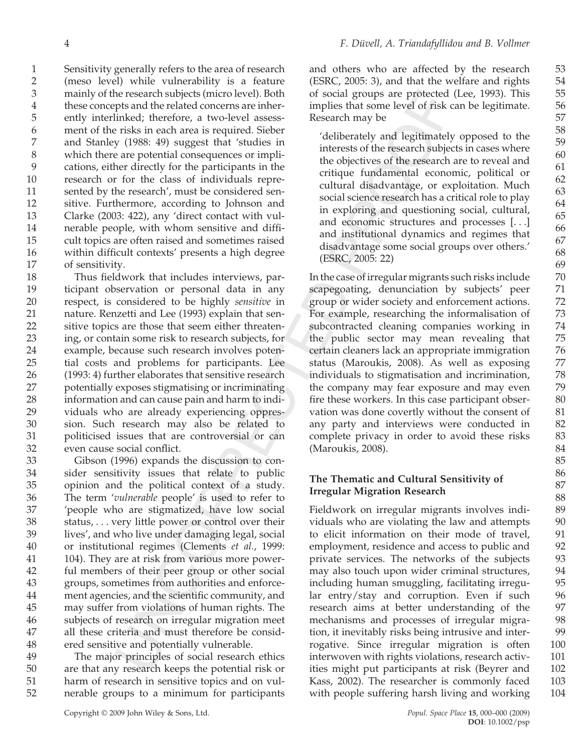Sensitivity generally refers to the area of research (meso level) while vulnerability is a feature mainly of the research subjects (micro level). Both these concepts and the related concerns are inherently interlinked; therefore, a two-level assessment of the risks in each area is required. Sieber and Stanley (1988: 49) suggest that 'studies in which there are potential consequences or implications, either directly for the participants in the research or for the class of individuals represented by the research', must be considered sensitive. Furthermore, according to Johnson and Clarke (2003: 422), any 'direct contact with vulnerable people, with whom sensitive and difficult topics are often raised and sometimes raised within difficult contexts' presents a high degree of sensitivity.

Thus fieldwork that includes interviews, participant observation or personal data in any respect, is considered to be highly *sensitive* in nature. Renzetti and Lee (1993) explain that sensitive topics are those that seem either threatening, or contain some risk to research subjects, for example, because such research involves potential costs and problems for participants. Lee (1993: 4) further elaborates that sensitive research potentially exposes stigmatising or incriminating information and can cause pain and harm to individuals who are already experiencing oppression. Such research may also be related to politicised issues that are controversial or can even cause social conflict.

Gibson (1996) expands the discussion to consider sensitivity issues that relate to public opinion and the political context of a study. The term '*vulnerable* people' is used to refer to 'people who are stigmatized, have low social status, . . . very little power or control over their lives', and who live under damaging legal, social or institutional regimes (Clements *et al.*, 1999: 104). They are at risk from various more powerful members of their peer group or other social groups, sometimes from authorities and enforcement agencies, and the scientific community, and may suffer from violations of human rights. The subjects of research on irregular migration meet all these criteria and must therefore be considered sensitive and potentially vulnerable.

The major principles of social research ethics are that any research keeps the potential risk or harm of research in sensitive topics and on vulnerable groups to a minimum for participants and others who are affected by the research (ESRC, 2005: 3), and that the welfare and rights of social groups are protected (Lee, 1993). This implies that some level of risk can be legitimate. Research may be

> 'deliberately and legitimately opposed to the interests of the research subjects in cases where the objectives of the research are to reveal and critique fundamental economic, political or cultural disadvantage, or exploitation. Much social science research has a critical role to play in exploring and questioning social, cultural, and economic structures and processes [. . .] and institutional dynamics and regimes that disadvantage some social groups over others.' (ESRC, 2005: 22)

In the case of irregular migrants such risks include scapegoating, denunciation by subjects' peer group or wider society and enforcement actions. For example, researching the informalisation of subcontracted cleaning companies working in the public sector may mean revealing that certain cleaners lack an appropriate immigration status (Maroukis, 2008). As well as exposing individuals to stigmatisation and incrimination, the company may fear exposure and may even fire these workers. In this case participant observation was done covertly without the consent of any party and interviews were conducted in complete privacy in order to avoid these risks (Maroukis, 2008).

### The Thematic and Cultural Sensitivity of Irregular Migration Research

Fieldwork on irregular migrants involves individuals who are violating the law and attempts to elicit information on their mode of travel, employment, residence and access to public and private services. The networks of the subjects may also touch upon wider criminal structures, including human smuggling, facilitating irregular entry/stay and corruption. Even if such research aims at better understanding of the mechanisms and processes of irregular migration, it inevitably risks being intrusive and interrogative. Since irregular migration is often interwoven with rights violations, research activities might put participants at risk (Beyrer and Kass, 2002). The researcher is commonly faced with people suffering harsh living and working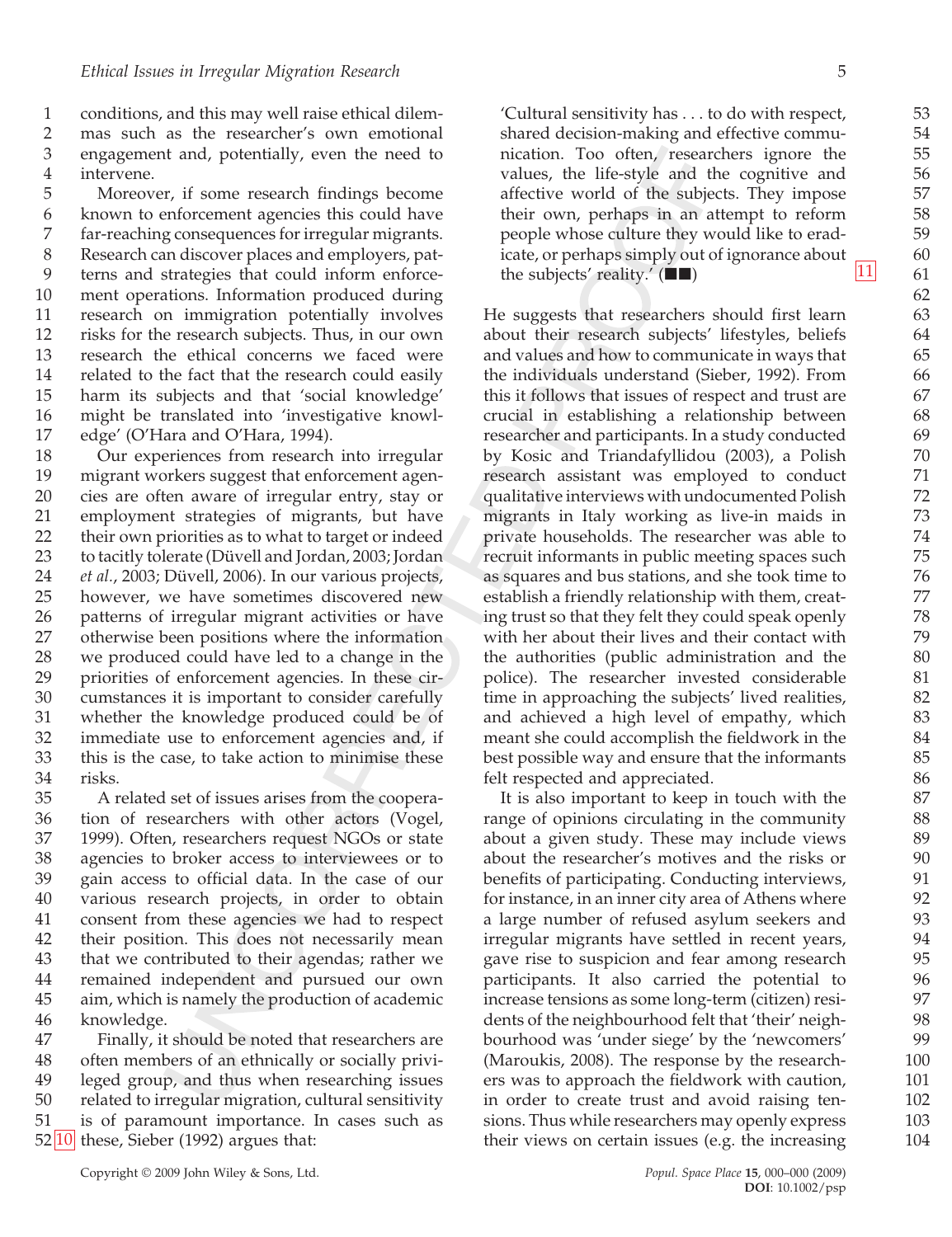conditions, and this may well raise ethical dilemmas such as the researcher's own emotional engagement and, potentially, even the need to intervene.

Moreover, if some research findings become known to enforcement agencies this could have far-reaching consequences for irregular migrants. Research can discover places and employers, patterns and strategies that could inform enforcement operations. Information produced during research on immigration potentially involves risks for the research subjects. Thus, in our own research the ethical concerns we faced were related to the fact that the research could easily harm its subjects and that 'social knowledge' might be translated into 'investigative knowledge' (O'Hara and O'Hara, 1994).

Our experiences from research into irregular migrant workers suggest that enforcement agencies are often aware of irregular entry, stay or employment strategies of migrants, but have their own priorities as to what to target or indeed to tacitly tolerate (Düvell and Jordan, 2003; Jordan *et al.*, 2003; Düvell, 2006). In our various projects, however, we have sometimes discovered new patterns of irregular migrant activities or have otherwise been positions where the information we produced could have led to a change in the priorities of enforcement agencies. In these circumstances it is important to consider carefully whether the knowledge produced could be of immediate use to enforcement agencies and, if this is the case, to take action to minimise these risks.

A related set of issues arises from the cooperation of researchers with other actors (Vogel, 1999). Often, researchers request NGOs or state agencies to broker access to interviewees or to gain access to official data. In the case of our various research projects, in order to obtain consent from these agencies we had to respect their position. This does not necessarily mean that we contributed to their agendas; rather we remained independent and pursued our own aim, which is namely the production of academic knowledge.

Finally, it should be noted that researchers are often members of an ethnically or socially privileged group, and thus when researching issues related to irregular migration, cultural sensitivity is of paramount importance. In cases such as these, Sieber (1992) argues that:

> 'Cultural sensitivity has . . . to do with respect, shared decision-making and effective communication. Too often, researchers ignore the values, the life-style and the cognitive and affective world of the subjects. They impose their own, perhaps in an attempt to reform people whose culture they would like to eradicate, or perhaps simply out of ignorance about the subjects' reality.' (■■)

He suggests that researchers should first learn about their research subjects' lifestyles, beliefs and values and how to communicate in ways that the individuals understand (Sieber, 1992). From this it follows that issues of respect and trust are crucial in establishing a relationship between researcher and participants. In a study conducted by Kosic and Triandafyllidou (2003), a Polish research assistant was employed to conduct qualitative interviews with undocumented Polish migrants in Italy working as live-in maids in private households. The researcher was able to recruit informants in public meeting spaces such as squares and bus stations, and she took time to establish a friendly relationship with them, creating trust so that they felt they could speak openly with her about their lives and their contact with the authorities (public administration and the police). The researcher invested considerable time in approaching the subjects' lived realities, and achieved a high level of empathy, which meant she could accomplish the fieldwork in the best possible way and ensure that the informants felt respected and appreciated.

It is also important to keep in touch with the range of opinions circulating in the community about a given study. These may include views about the researcher's motives and the risks or benefits of participating. Conducting interviews, for instance, in an inner city area of Athens where a large number of refused asylum seekers and irregular migrants have settled in recent years, gave rise to suspicion and fear among research participants. It also carried the potential to increase tensions as some long-term (citizen) residents of the neighbourhood felt that 'their' neighbourhood was 'under siege' by the 'newcomers' (Maroukis, 2008). The response by the researchers was to approach the fieldwork with caution, in order to create trust and avoid raising tensions. Thus while researchers may openly express their views on certain issues (e.g. the increasing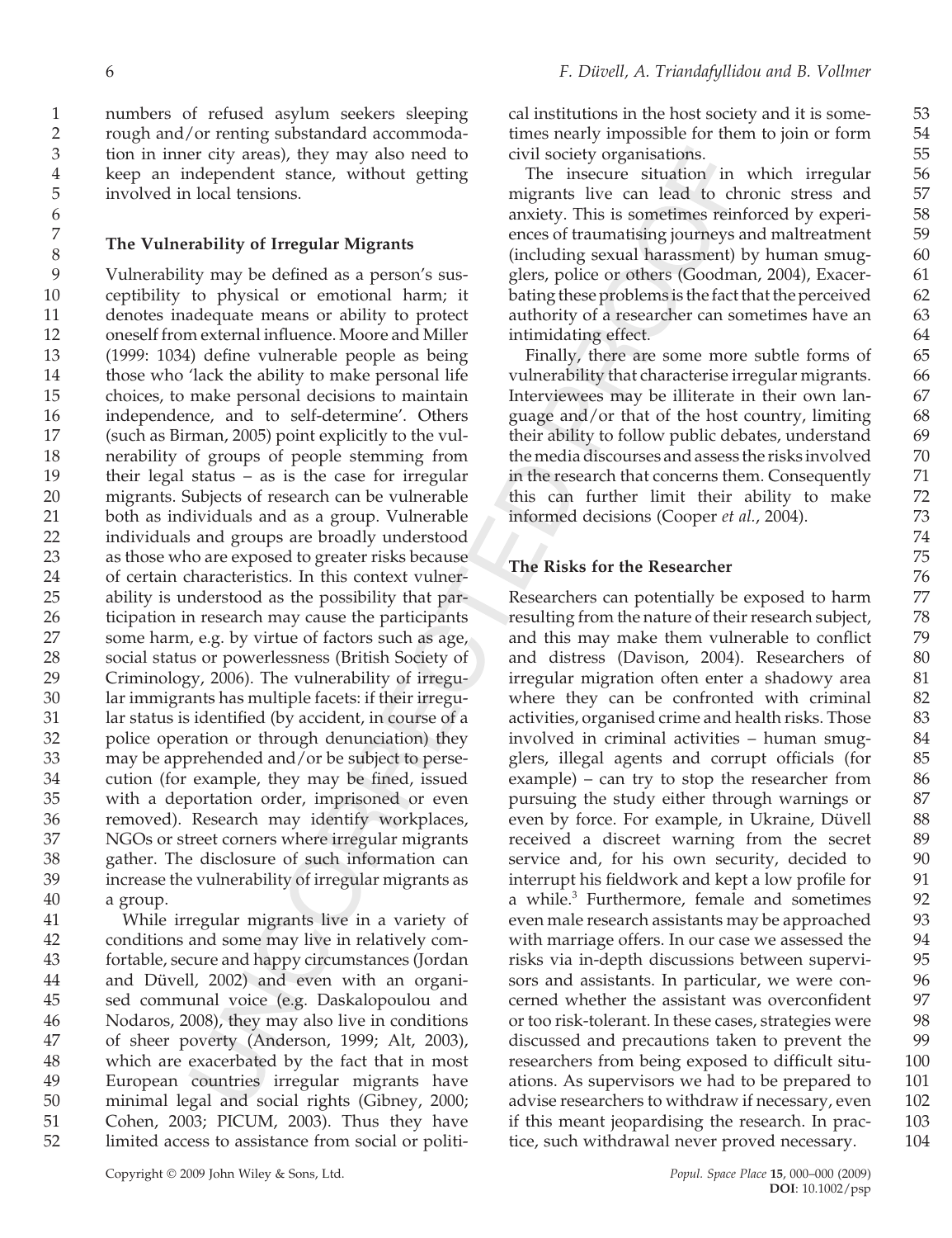numbers of refused asylum seekers sleeping rough and/or renting substandard accommodation in inner city areas), they may also need to keep an independent stance, without getting involved in local tensions.

## The Vulnerability of Irregular Migrants

Vulnerability may be defined as a person's susceptibility to physical or emotional harm; it denotes inadequate means or ability to protect oneself from external influence. Moore and Miller (1999: 1034) define vulnerable people as being those who 'lack the ability to make personal life choices, to make personal decisions to maintain independence, and to self-determine'. Others (such as Birman, 2005) point explicitly to the vulnerability of groups of people stemming from their legal status – as is the case for irregular migrants. Subjects of research can be vulnerable both as individuals and as a group. Vulnerable individuals and groups are broadly understood as those who are exposed to greater risks because of certain characteristics. In this context vulnerability is understood as the possibility that participation in research may cause the participants some harm, e.g. by virtue of factors such as age, social status or powerlessness (British Society of Criminology, 2006). The vulnerability of irregular immigrants has multiple facets: if their irregular status is identified (by accident, in course of a police operation or through denunciation) they may be apprehended and/or be subject to persecution (for example, they may be fined, issued with a deportation order, imprisoned or even removed). Research may identify workplaces, NGOs or street corners where irregular migrants gather. The disclosure of such information can increase the vulnerability of irregular migrants as a group.

While irregular migrants live in a variety of conditions and some may live in relatively comfortable, secure and happy circumstances (Jordan and Düvell, 2002) and even with an organised communal voice (e.g. Daskalopoulou and Nodaros, 2008), they may also live in conditions of sheer poverty (Anderson, 1999; Alt, 2003), which are exacerbated by the fact that in most European countries irregular migrants have minimal legal and social rights (Gibney, 2000; Cohen, 2003; PICUM, 2003). Thus they have limited access to assistance from social or political institutions in the host society and it is sometimes nearly impossible for them to join or form civil society organisations.

The insecure situation in which irregular migrants live can lead to chronic stress and anxiety. This is sometimes reinforced by experiences of traumatising journeys and maltreatment (including sexual harassment) by human smugglers, police or others (Goodman, 2004), Exacerbating these problems is the fact that the perceived authority of a researcher can sometimes have an intimidating effect.

Finally, there are some more subtle forms of vulnerability that characterise irregular migrants. Interviewees may be illiterate in their own language and/or that of the host country, limiting their ability to follow public debates, understand the media discourses and assess the risks involved in the research that concerns them. Consequently this can further limit their ability to make informed decisions (Cooper *et al.*, 2004).

## The Risks for the Researcher

Researchers can potentially be exposed to harm resulting from the nature of their research subject, and this may make them vulnerable to conflict and distress (Davison, 2004). Researchers of irregular migration often enter a shadowy area where they can be confronted with criminal activities, organised crime and health risks. Those involved in criminal activities – human smugglers, illegal agents and corrupt officials (for example) – can try to stop the researcher from pursuing the study either through warnings or even by force. For example, in Ukraine, Düvell received a discreet warning from the secret service and, for his own security, decided to interrupt his fieldwork and kept a low profile for a while.[3] Furthermore, female and sometimes even male research assistants may be approached with marriage offers. In our case we assessed the risks via in-depth discussions between supervisors and assistants. In particular, we were concerned whether the assistant was overconfident or too risk-tolerant. In these cases, strategies were discussed and precautions taken to prevent the researchers from being exposed to difficult situations. As supervisors we had to be prepared to advise researchers to withdraw if necessary, even if this meant jeopardising the research. In practice, such withdrawal never proved necessary.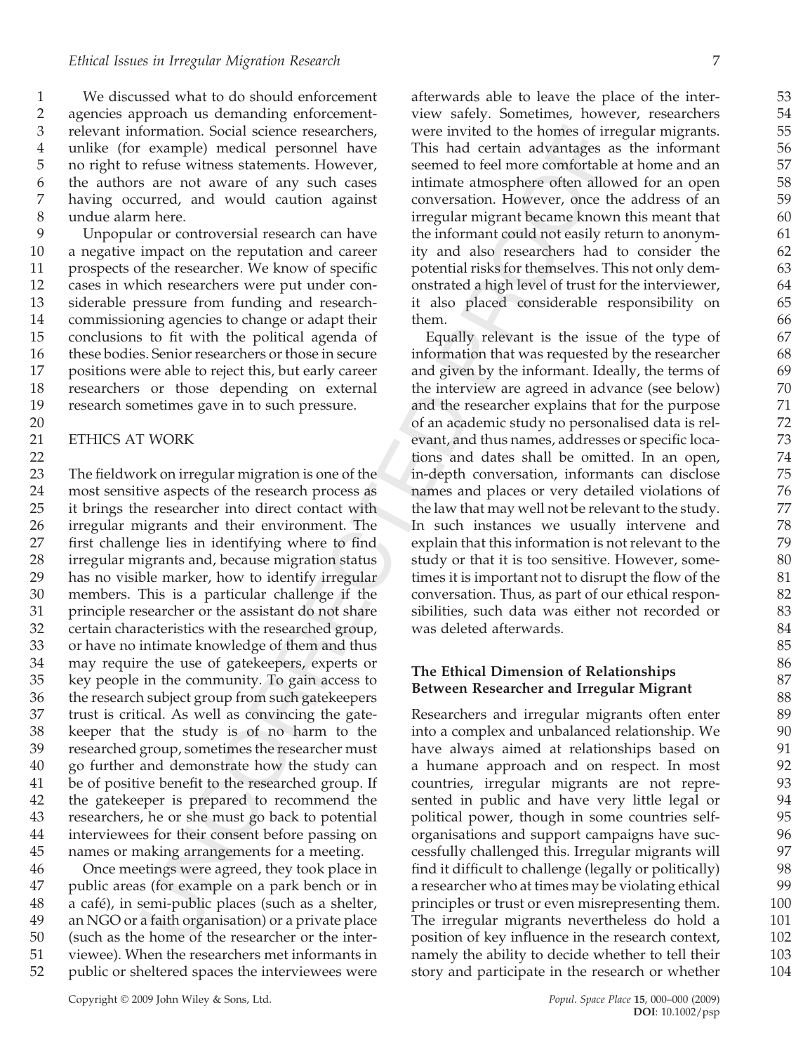We discussed what to do should enforcement agencies approach us demanding enforcement-relevant information. Social science researchers, unlike (for example) medical personnel have no right to refuse witness statements. However, the authors are not aware of any such cases having occurred, and would caution against undue alarm here.

Unpopular or controversial research can have a negative impact on the reputation and career prospects of the researcher. We know of specific cases in which researchers were put under considerable pressure from funding and research-commissioning agencies to change or adapt their conclusions to fit with the political agenda of these bodies. Senior researchers or those in secure positions were able to reject this, but early career researchers or those depending on external research sometimes gave in to such pressure.

## ETHICS AT WORK

The fieldwork on irregular migration is one of the most sensitive aspects of the research process as it brings the researcher into direct contact with irregular migrants and their environment. The first challenge lies in identifying where to find irregular migrants and, because migration status has no visible marker, how to identify irregular members. This is a particular challenge if the principle researcher or the assistant do not share certain characteristics with the researched group, or have no intimate knowledge of them and thus may require the use of gatekeepers, experts or key people in the community. To gain access to the research subject group from such gatekeepers trust is critical. As well as convincing the gatekeeper that the study is of no harm to the researched group, sometimes the researcher must go further and demonstrate how the study can be of positive benefit to the researched group. If the gatekeeper is prepared to recommend the researchers, he or she must go back to potential interviewees for their consent before passing on names or making arrangements for a meeting.

Once meetings were agreed, they took place in public areas (for example on a park bench or in a café), in semi-public places (such as a shelter, an NGO or a faith organisation) or a private place (such as the home of the researcher or the interviewee). When the researchers met informants in public or sheltered spaces the interviewees were afterwards able to leave the place of the interview safely. Sometimes, however, researchers were invited to the homes of irregular migrants. This had certain advantages as the informant seemed to feel more comfortable at home and an intimate atmosphere often allowed for an open conversation. However, once the address of an irregular migrant became known this meant that the informant could not easily return to anonymity and also researchers had to consider the potential risks for themselves. This not only demonstrated a high level of trust for the interviewer, it also placed considerable responsibility on them.

Equally relevant is the issue of the type of information that was requested by the researcher and given by the informant. Ideally, the terms of the interview are agreed in advance (see below) and the researcher explains that for the purpose of an academic study no personalised data is relevant, and thus names, addresses or specific locations and dates shall be omitted. In an open, in-depth conversation, informants can disclose names and places or very detailed violations of the law that may well not be relevant to the study. In such instances we usually intervene and explain that this information is not relevant to the study or that it is too sensitive. However, sometimes it is important not to disrupt the flow of the conversation. Thus, as part of our ethical responsibilities, such data was either not recorded or was deleted afterwards.

### The Ethical Dimension of Relationships Between Researcher and Irregular Migrant

Researchers and irregular migrants often enter into a complex and unbalanced relationship. We have always aimed at relationships based on a humane approach and on respect. In most countries, irregular migrants are not represented in public and have very little legal or political power, though in some countries self-organisations and support campaigns have successfully challenged this. Irregular migrants will find it difficult to challenge (legally or politically) a researcher who at times may be violating ethical principles or trust or even misrepresenting them. The irregular migrants nevertheless do hold a position of key influence in the research context, namely the ability to decide whether to tell their story and participate in the research or whether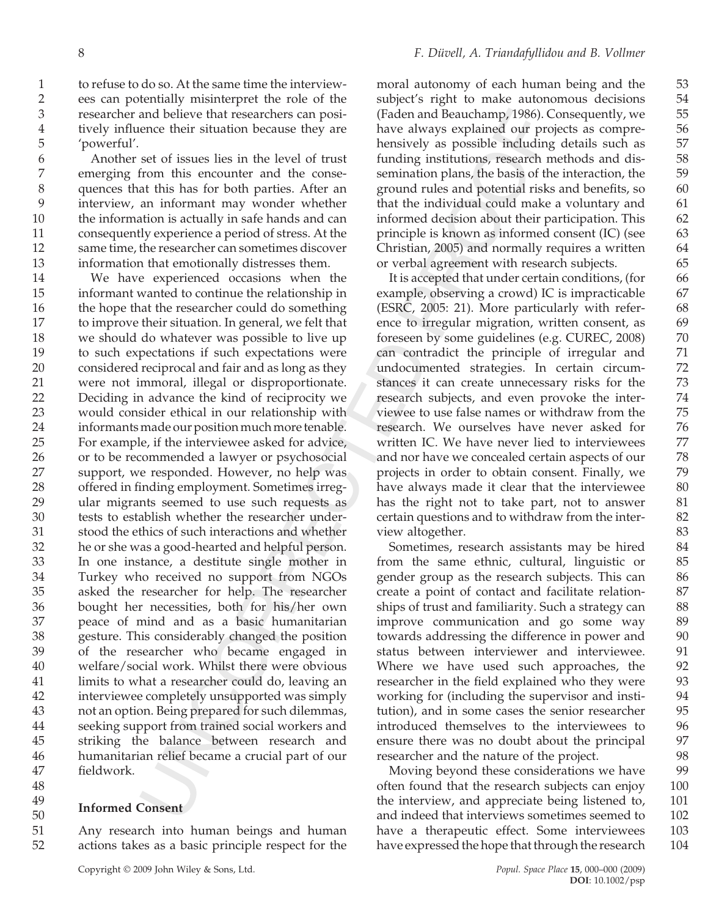to refuse to do so. At the same time the interviewees can potentially misinterpret the role of the researcher and believe that researchers can positively influence their situation because they are 'powerful'.

Another set of issues lies in the level of trust emerging from this encounter and the consequences that this has for both parties. After an interview, an informant may wonder whether the information is actually in safe hands and can consequently experience a period of stress. At the same time, the researcher can sometimes discover information that emotionally distresses them.

We have experienced occasions when the informant wanted to continue the relationship in the hope that the researcher could do something to improve their situation. In general, we felt that we should do whatever was possible to live up to such expectations if such expectations were considered reciprocal and fair and as long as they were not immoral, illegal or disproportionate. Deciding in advance the kind of reciprocity we would consider ethical in our relationship with informants made our position much more tenable. For example, if the interviewee asked for advice, or to be recommended a lawyer or psychosocial support, we responded. However, no help was offered in finding employment. Sometimes irregular migrants seemed to use such requests as tests to establish whether the researcher understood the ethics of such interactions and whether he or she was a good-hearted and helpful person. In one instance, a destitute single mother in Turkey who received no support from NGOs asked the researcher for help. The researcher bought her necessities, both for his/her own peace of mind and as a basic humanitarian gesture. This considerably changed the position of the researcher who became engaged in welfare/social work. Whilst there were obvious limits to what a researcher could do, leaving an interviewee completely unsupported was simply not an option. Being prepared for such dilemmas, seeking support from trained social workers and striking the balance between research and humanitarian relief became a crucial part of our fieldwork.

## Informed Consent

Any research into human beings and human actions takes as a basic principle respect for the moral autonomy of each human being and the subject's right to make autonomous decisions (Faden and Beauchamp, 1986). Consequently, we have always explained our projects as comprehensively as possible including details such as funding institutions, research methods and dissemination plans, the basis of the interaction, the ground rules and potential risks and benefits, so that the individual could make a voluntary and informed decision about their participation. This principle is known as informed consent (IC) (see Christian, 2005) and normally requires a written or verbal agreement with research subjects.

It is accepted that under certain conditions, (for example, observing a crowd) IC is impracticable (ESRC, 2005: 21). More particularly with reference to irregular migration, written consent, as foreseen by some guidelines (e.g. CUREC, 2008) can contradict the principle of irregular and undocumented strategies. In certain circumstances it can create unnecessary risks for the research subjects, and even provoke the interviewee to use false names or withdraw from the research. We ourselves have never asked for written IC. We have never lied to interviewees and nor have we concealed certain aspects of our projects in order to obtain consent. Finally, we have always made it clear that the interviewee has the right not to take part, not to answer certain questions and to withdraw from the interview altogether.

Sometimes, research assistants may be hired from the same ethnic, cultural, linguistic or gender group as the research subjects. This can create a point of contact and facilitate relationships of trust and familiarity. Such a strategy can improve communication and go some way towards addressing the difference in power and status between interviewer and interviewee. Where we have used such approaches, the researcher in the field explained who they were working for (including the supervisor and institution), and in some cases the senior researcher introduced themselves to the interviewees to ensure there was no doubt about the principal researcher and the nature of the project.

Moving beyond these considerations we have often found that the research subjects can enjoy the interview, and appreciate being listened to, and indeed that interviews sometimes seemed to have a therapeutic effect. Some interviewees have expressed the hope that through the research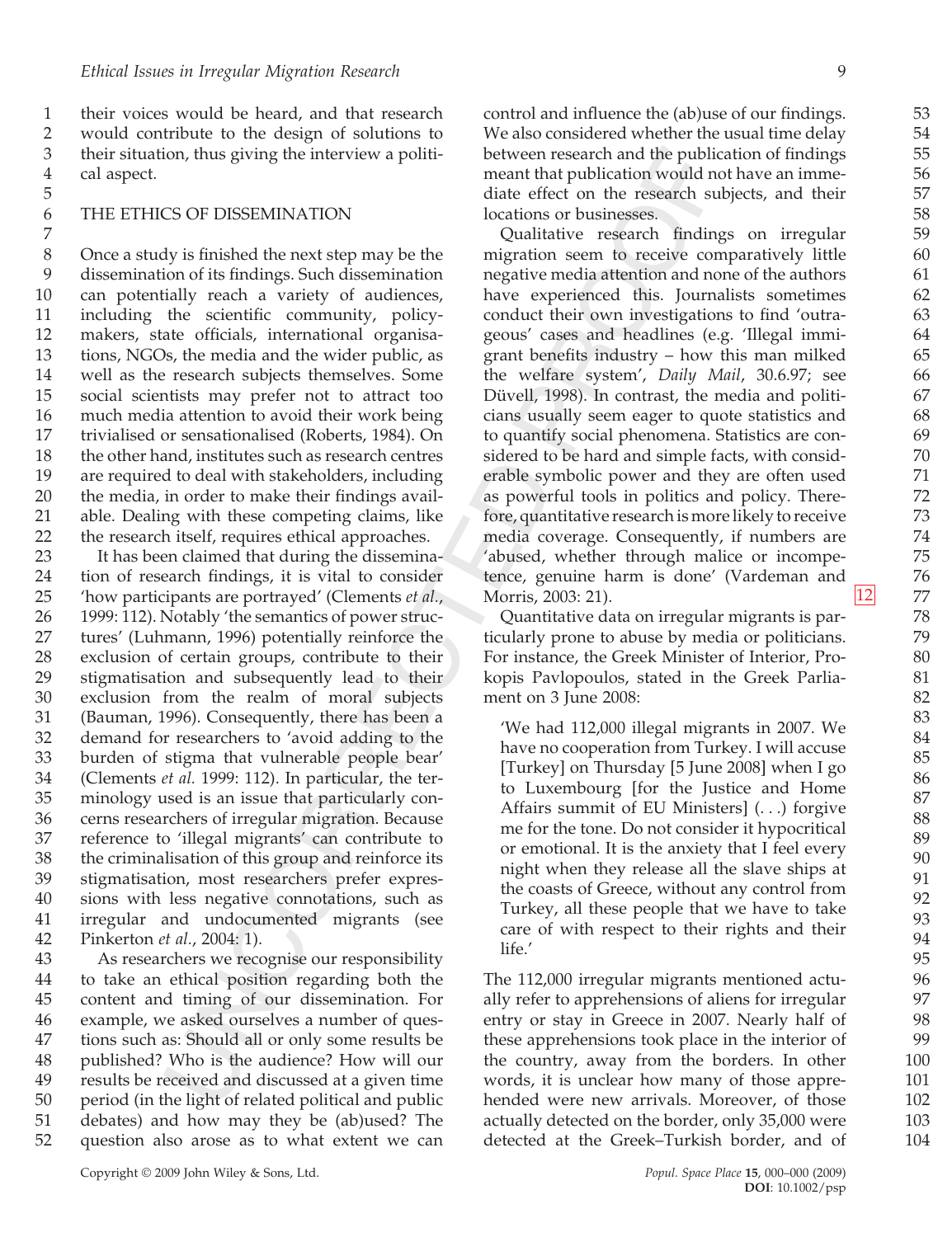their voices would be heard, and that research would contribute to the design of solutions to their situation, thus giving the interview a political aspect.

## THE ETHICS OF DISSEMINATION

Once a study is finished the next step may be the dissemination of its findings. Such dissemination can potentially reach a variety of audiences, including the scientific community, policymakers, state officials, international organisations, NGOs, the media and the wider public, as well as the research subjects themselves. Some social scientists may prefer not to attract too much media attention to avoid their work being trivialised or sensationalised (Roberts, 1984). On the other hand, institutes such as research centres are required to deal with stakeholders, including the media, in order to make their findings available. Dealing with these competing claims, like the research itself, requires ethical approaches.

It has been claimed that during the dissemination of research findings, it is vital to consider 'how participants are portrayed' (Clements *et al.*, 1999: 112). Notably 'the semantics of power structures' (Luhmann, 1996) potentially reinforce the exclusion of certain groups, contribute to their stigmatisation and subsequently lead to their exclusion from the realm of moral subjects (Bauman, 1996). Consequently, there has been a demand for researchers to 'avoid adding to the burden of stigma that vulnerable people bear' (Clements *et al.* 1999: 112). In particular, the terminology used is an issue that particularly concerns researchers of irregular migration. Because reference to 'illegal migrants' can contribute to the criminalisation of this group and reinforce its stigmatisation, most researchers prefer expressions with less negative connotations, such as irregular and undocumented migrants (see Pinkerton *et al.*, 2004: 1).

As researchers we recognise our responsibility to take an ethical position regarding both the content and timing of our dissemination. For example, we asked ourselves a number of questions such as: Should all or only some results be published? Who is the audience? How will our results be received and discussed at a given time period (in the light of related political and public debates) and how may they be (ab)used? The question also arose as to what extent we can control and influence the (ab)use of our findings. We also considered whether the usual time delay between research and the publication of findings meant that publication would not have an immediate effect on the research subjects, and their locations or businesses.

Qualitative research findings on irregular migration seem to receive comparatively little negative media attention and none of the authors have experienced this. Journalists sometimes conduct their own investigations to find 'outrageous' cases and headlines (e.g. 'Illegal immigrant benefits industry – how this man milked the welfare system', *Daily Mail*, 30.6.97; see Düvell, 1998). In contrast, the media and politicians usually seem eager to quote statistics and to quantify social phenomena. Statistics are considered to be hard and simple facts, with considerable symbolic power and they are often used as powerful tools in politics and policy. Therefore, quantitative research is more likely to receive media coverage. Consequently, if numbers are 'abused, whether through malice or incompetence, genuine harm is done' (Vardeman and Morris, 2003: 21).

Quantitative data on irregular migrants is particularly prone to abuse by media or politicians. For instance, the Greek Minister of Interior, Prokopis Pavlopoulos, stated in the Greek Parliament on 3 June 2008:

> 'We had 112,000 illegal migrants in 2007. We have no cooperation from Turkey. I will accuse [Turkey] on Thursday [5 June 2008] when I go to Luxembourg [for the Justice and Home Affairs summit of EU Ministers] (. . .) forgive me for the tone. Do not consider it hypocritical or emotional. It is the anxiety that I feel every night when they release all the slave ships at the coasts of Greece, without any control from Turkey, all these people that we have to take care of with respect to their rights and their life.'

The 112,000 irregular migrants mentioned actually refer to apprehensions of aliens for irregular entry or stay in Greece in 2007. Nearly half of these apprehensions took place in the interior of the country, away from the borders. In other words, it is unclear how many of those apprehended were new arrivals. Moreover, of those actually detected on the border, only 35,000 were detected at the Greek–Turkish border, and of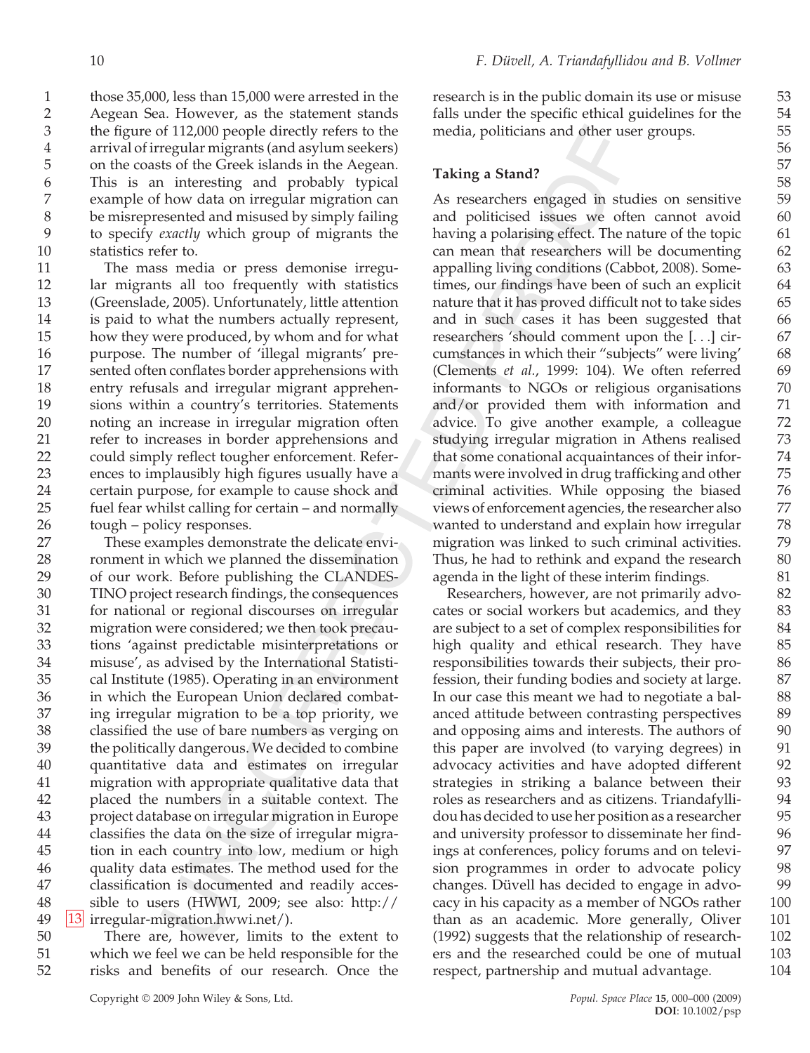those 35,000, less than 15,000 were arrested in the Aegean Sea. However, as the statement stands the figure of 112,000 people directly refers to the arrival of irregular migrants (and asylum seekers) on the coasts of the Greek islands in the Aegean. This is an interesting and probably typical example of how data on irregular migration can be misrepresented and misused by simply failing to specify *exactly* which group of migrants the statistics refer to.

The mass media or press demonise irregular migrants all too frequently with statistics (Greenslade, 2005). Unfortunately, little attention is paid to what the numbers actually represent, how they were produced, by whom and for what purpose. The number of 'illegal migrants' presented often conflates border apprehensions with entry refusals and irregular migrant apprehensions within a country's territories. Statements noting an increase in irregular migration often refer to increases in border apprehensions and could simply reflect tougher enforcement. References to implausibly high figures usually have a certain purpose, for example to cause shock and fuel fear whilst calling for certain – and normally tough – policy responses.

These examples demonstrate the delicate environment in which we planned the dissemination of our work. Before publishing the CLANDESTINO project research findings, the consequences for national or regional discourses on irregular migration were considered; we then took precautions 'against predictable misinterpretations or misuse', as advised by the International Statistical Institute (1985). Operating in an environment in which the European Union declared combating irregular migration to be a top priority, we classified the use of bare numbers as verging on the politically dangerous. We decided to combine quantitative data and estimates on irregular migration with appropriate qualitative data that placed the numbers in a suitable context. The project database on irregular migration in Europe classifies the data on the size of irregular migration in each country into low, medium or high quality data estimates. The method used for the classification is documented and readily accessible to users (HWWI, 2009; see also: http://irregular-migration.hwwi.net/).

There are, however, limits to the extent to which we feel we can be held responsible for the risks and benefits of our research. Once the research is in the public domain its use or misuse falls under the specific ethical guidelines for the media, politicians and other user groups.

## Taking a Stand?

As researchers engaged in studies on sensitive and politicised issues we often cannot avoid having a polarising effect. The nature of the topic can mean that researchers will be documenting appalling living conditions (Cabbot, 2008). Sometimes, our findings have been of such an explicit nature that it has proved difficult not to take sides and in such cases it has been suggested that researchers 'should comment upon the [...] circumstances in which their "subjects" were living' (Clements *et al.*, 1999: 104). We often referred informants to NGOs or religious organisations and/or provided them with information and advice. To give another example, a colleague studying irregular migration in Athens realised that some conational acquaintances of their informants were involved in drug trafficking and other criminal activities. While opposing the biased views of enforcement agencies, the researcher also wanted to understand and explain how irregular migration was linked to such criminal activities. Thus, he had to rethink and expand the research agenda in the light of these interim findings.

Researchers, however, are not primarily advocates or social workers but academics, and they are subject to a set of complex responsibilities for high quality and ethical research. They have responsibilities towards their subjects, their profession, their funding bodies and society at large. In our case this meant we had to negotiate a balanced attitude between contrasting perspectives and opposing aims and interests. The authors of this paper are involved (to varying degrees) in advocacy activities and have adopted different strategies in striking a balance between their roles as researchers and as citizens. Triandafyllidou has decided to use her position as a researcher and university professor to disseminate her findings at conferences, policy forums and on television programmes in order to advocate policy changes. Düvell has decided to engage in advocacy in his capacity as a member of NGOs rather than as an academic. More generally, Oliver (1992) suggests that the relationship of researchers and the researched could be one of mutual respect, partnership and mutual advantage.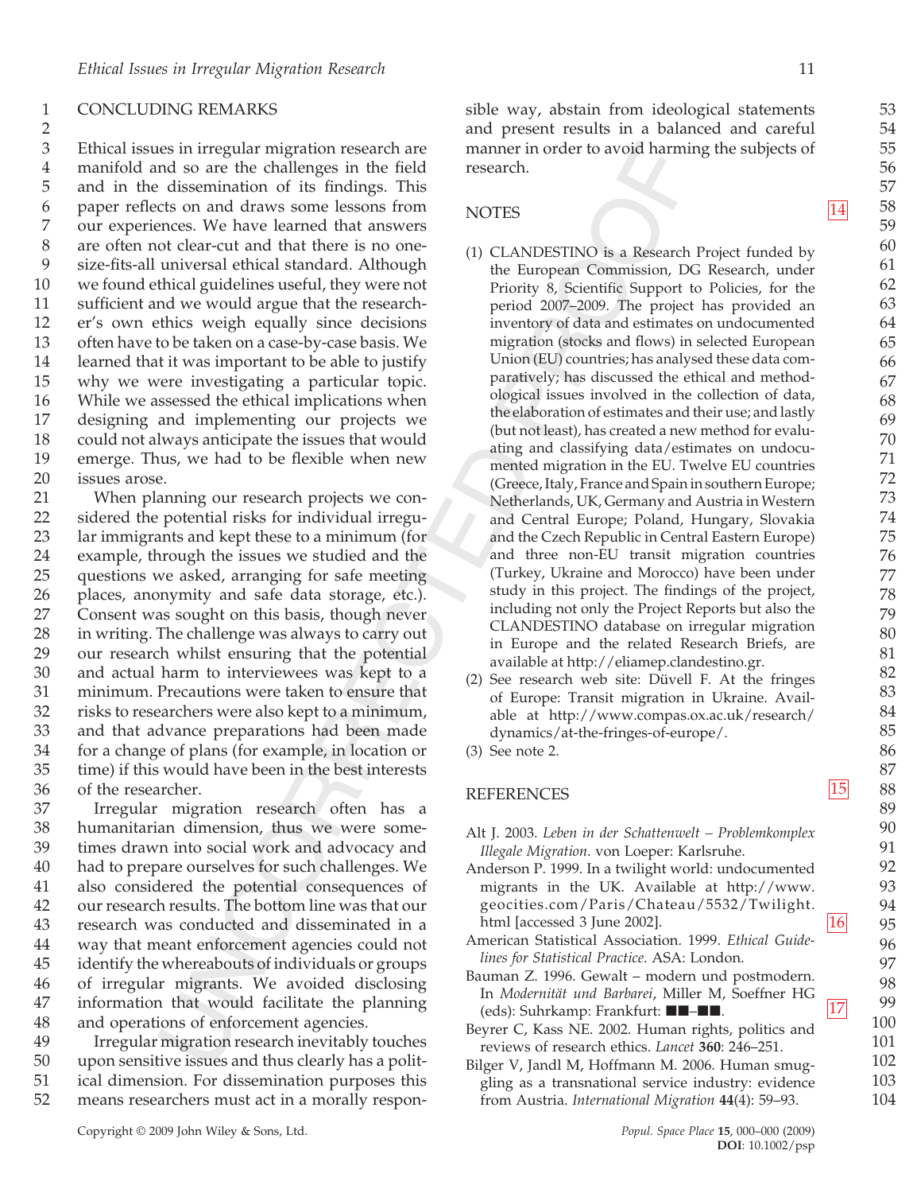## CONCLUDING REMARKS

Ethical issues in irregular migration research are manifold and so are the challenges in the field and in the dissemination of its findings. This paper reflects on and draws some lessons from our experiences. We have learned that answers are often not clear-cut and that there is no one-size-fits-all universal ethical standard. Although we found ethical guidelines useful, they were not sufficient and we would argue that the researcher's own ethics weigh equally since decisions often have to be taken on a case-by-case basis. We learned that it was important to be able to justify why we were investigating a particular topic. While we assessed the ethical implications when designing and implementing our projects we could not always anticipate the issues that would emerge. Thus, we had to be flexible when new issues arose.

When planning our research projects we considered the potential risks for individual irregular immigrants and kept these to a minimum (for example, through the issues we studied and the questions we asked, arranging for safe meeting places, anonymity and safe data storage, etc.). Consent was sought on this basis, though never in writing. The challenge was always to carry out our research whilst ensuring that the potential and actual harm to interviewees was kept to a minimum. Precautions were taken to ensure that risks to researchers were also kept to a minimum, and that advance preparations had been made for a change of plans (for example, in location or time) if this would have been in the best interests of the researcher.

Irregular migration research often has a humanitarian dimension, thus we were sometimes drawn into social work and advocacy and had to prepare ourselves for such challenges. We also considered the potential consequences of our research results. The bottom line was that our research was conducted and disseminated in a way that meant enforcement agencies could not identify the whereabouts of individuals or groups of irregular migrants. We avoided disclosing information that would facilitate the planning and operations of enforcement agencies.

Irregular migration research inevitably touches upon sensitive issues and thus clearly has a political dimension. For dissemination purposes this means researchers must act in a morally responsible way, abstain from ideological statements and present results in a balanced and careful manner in order to avoid harming the subjects of research.

## NOTES

(1) CLANDESTINO is a Research Project funded by the European Commission, DG Research, under Priority 8, Scientific Support to Policies, for the period 2007–2009. The project has provided an inventory of data and estimates on undocumented migration (stocks and flows) in selected European Union (EU) countries; has analysed these data comparatively; has discussed the ethical and methodological issues involved in the collection of data, the elaboration of estimates and their use; and lastly (but not least), has created a new method for evaluating and classifying data/estimates on undocumented migration in the EU. Twelve EU countries (Greece, Italy, France and Spain in southern Europe; Netherlands, UK, Germany and Austria in Western and Central Europe; Poland, Hungary, Slovakia and the Czech Republic in Central Eastern Europe) and three non-EU transit migration countries (Turkey, Ukraine and Morocco) have been under study in this project. The findings of the project, including not only the Project Reports but also the CLANDESTINO database on irregular migration in Europe and the related Research Briefs, are available at http://eliamep.clandestino.gr.

(2) See research web site: Düvell F. At the fringes of Europe: Transit migration in Ukraine. Available at http://www.compas.ox.ac.uk/research/dynamics/at-the-fringes-of-europe/.

(3) See note 2.

## REFERENCES

Alt J. 2003. *Leben in der Schattenwelt – Problemkomplex Illegale Migration*. von Loeper: Karlsruhe.

Anderson P. 1999. In a twilight world: undocumented migrants in the UK. Available at http://www.geocities.com/Paris/Chateau/5532/Twilight.html [accessed 3 June 2002].

American Statistical Association. 1999. *Ethical Guidelines for Statistical Practice*. ASA: London.

Bauman Z. 1996. Gewalt – modern und postmodern. In *Modernität und Barbarei*, Miller M, Soeffner HG (eds): Suhrkamp: Frankfurt: ■■–■■.

Beyrer C, Kass NE. 2002. Human rights, politics and reviews of research ethics. *Lancet* **360**: 246–251.

Bilger V, Jandl M, Hoffmann M. 2006. Human smuggling as a transnational service industry: evidence from Austria. *International Migration* **44**(4): 59–93.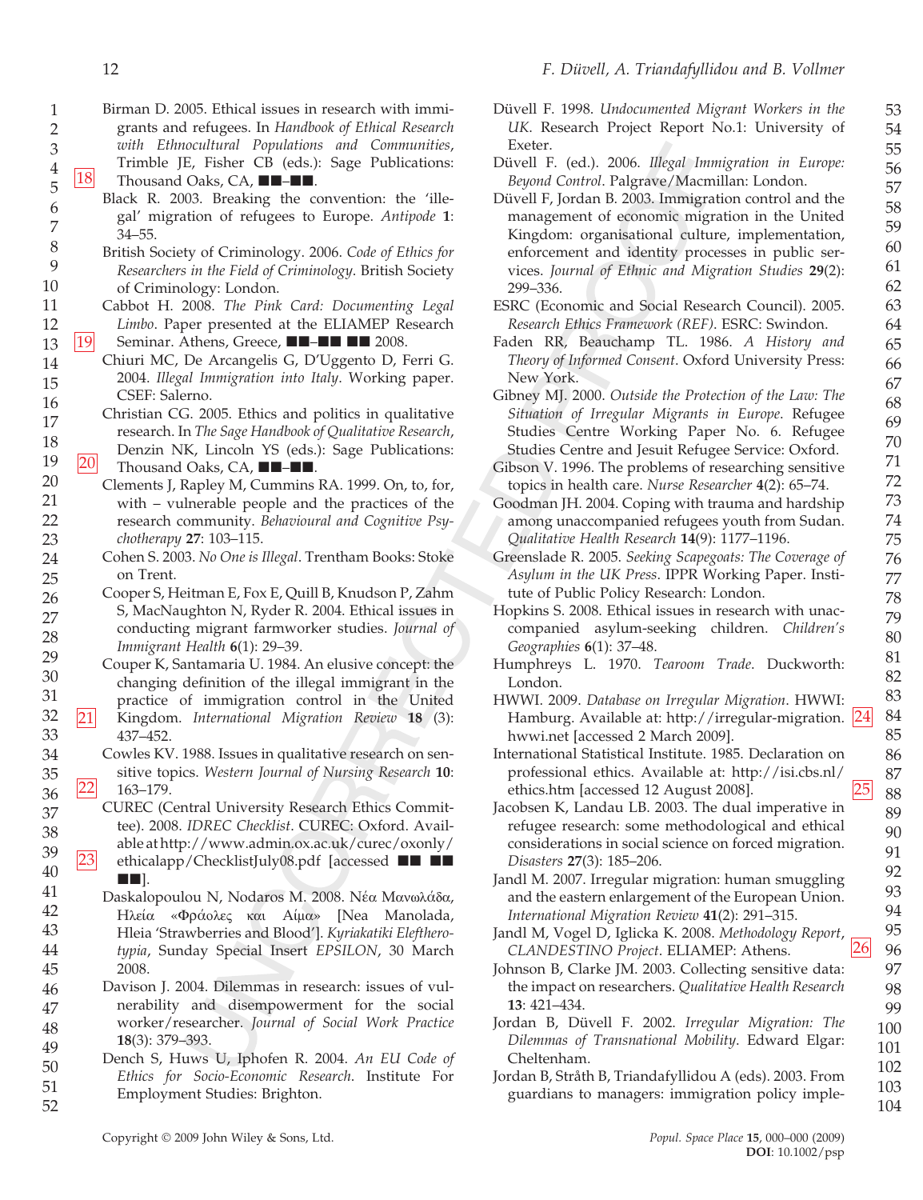Birman D. 2005. Ethical issues in research with immigrants and refugees. In *Handbook of Ethical Research with Ethnocultural Populations and Communities*, Trimble JE, Fisher CB (eds.): Sage Publications: Thousand Oaks, CA, ■■–■■.

Black R. 2003. Breaking the convention: the 'illegal' migration of refugees to Europe. *Antipode* **1**: 34–55.

British Society of Criminology. 2006. *Code of Ethics for Researchers in the Field of Criminology*. British Society of Criminology: London.

Cabbot H. 2008. *The Pink Card: Documenting Legal Limbo*. Paper presented at the ELIAMEP Research Seminar. Athens, Greece, ■■–■■ ■■ 2008.

Chiuri MC, De Arcangelis G, D'Uggento D, Ferri G. 2004. *Illegal Immigration into Italy*. Working paper. CSEF: Salerno.

Christian CG. 2005. Ethics and politics in qualitative research. In *The Sage Handbook of Qualitative Research*, Denzin NK, Lincoln YS (eds.): Sage Publications: Thousand Oaks, CA, ■■–■■.

Clements J, Rapley M, Cummins RA. 1999. On, to, for, with – vulnerable people and the practices of the research community. *Behavioural and Cognitive Psychotherapy* **27**: 103–115.

Cohen S. 2003. *No One is Illegal*. Trentham Books: Stoke on Trent.

Cooper S, Heitman E, Fox E, Quill B, Knudson P, Zahm S, MacNaughton N, Ryder R. 2004. Ethical issues in conducting migrant farmworker studies. *Journal of Immigrant Health* **6**(1): 29–39.

Couper K, Santamaria U. 1984. An elusive concept: the changing definition of the illegal immigrant in the practice of immigration control in the United Kingdom. *International Migration Review* **18** (3): 437–452.

Cowles KV. 1988. Issues in qualitative research on sensitive topics. *Western Journal of Nursing Research* **10**: 163–179.

CUREC (Central University Research Ethics Committee). 2008. *IDREC Checklist*. CUREC: Oxford. Available at http://www.admin.ox.ac.uk/curec/oxonly/ethicalapp/ChecklistJuly08.pdf [accessed ■■ ■■ ■■].

Daskalopoulou N, Nodaros M. 2008. Νέα Μανωλάδα, Ηλεία «Φράολες και Αίμα» [Nea Manolada, Hleia 'Strawberries and Blood']. *Kyriakatiki Eleftherotypia*, Sunday Special Insert *EPSILON*, 30 March 2008.

Davison J. 2004. Dilemmas in research: issues of vulnerability and disempowerment for the social worker/researcher. *Journal of Social Work Practice* **18**(3): 379–393.

Dench S, Huws U, Iphofen R. 2004. *An EU Code of Ethics for Socio-Economic Research*. Institute For Employment Studies: Brighton.

Düvell F. 1998. *Undocumented Migrant Workers in the UK*. Research Project Report No.1: University of Exeter.

Düvell F. (ed.). 2006. *Illegal Immigration in Europe: Beyond Control*. Palgrave/Macmillan: London.

Düvell F, Jordan B. 2003. Immigration control and the management of economic migration in the United Kingdom: organisational culture, implementation, enforcement and identity processes in public services. *Journal of Ethnic and Migration Studies* **29**(2): 299–336.

ESRC (Economic and Social Research Council). 2005. *Research Ethics Framework (REF)*. ESRC: Swindon.

Faden RR, Beauchamp TL. 1986. *A History and Theory of Informed Consent*. Oxford University Press: New York.

Gibney MJ. 2000. *Outside the Protection of the Law: The Situation of Irregular Migrants in Europe*. Refugee Studies Centre Working Paper No. 6. Refugee Studies Centre and Jesuit Refugee Service: Oxford.

Gibson V. 1996. The problems of researching sensitive topics in health care. *Nurse Researcher* **4**(2): 65–74.

Goodman JH. 2004. Coping with trauma and hardship among unaccompanied refugees youth from Sudan. *Qualitative Health Research* **14**(9): 1177–1196.

Greenslade R. 2005. *Seeking Scapegoats: The Coverage of Asylum in the UK Press*. IPPR Working Paper. Institute of Public Policy Research: London.

Hopkins S. 2008. Ethical issues in research with unaccompanied asylum-seeking children. *Children's Geographies* **6**(1): 37–48.

Humphreys L. 1970. *Tearoom Trade*. Duckworth: London.

HWWI. 2009. *Database on Irregular Migration*. HWWI: Hamburg. Available at: http://irregular-migration.hwwi.net [accessed 2 March 2009].

International Statistical Institute. 1985. Declaration on professional ethics. Available at: http://isi.cbs.nl/ethics.htm [accessed 12 August 2008].

Jacobsen K, Landau LB. 2003. The dual imperative in refugee research: some methodological and ethical considerations in social science on forced migration. *Disasters* **27**(3): 185–206.

Jandl M. 2007. Irregular migration: human smuggling and the eastern enlargement of the European Union. *International Migration Review* **41**(2): 291–315.

Jandl M, Vogel D, Iglicka K. 2008. *Methodology Report, CLANDESTINO Project*. ELIAMEP: Athens.

Johnson B, Clarke JM. 2003. Collecting sensitive data: the impact on researchers. *Qualitative Health Research* **13**: 421–434.

Jordan B, Düvell F. 2002. *Irregular Migration: The Dilemmas of Transnational Mobility*. Edward Elgar: Cheltenham.

Jordan B, Stråth B, Triandafyllidou A (eds). 2003. From guardians to managers: immigration policy imple-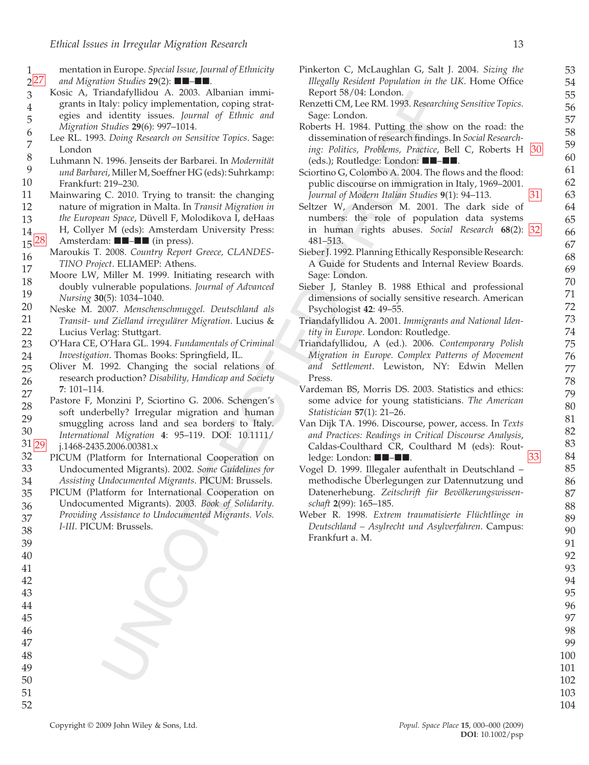mentation in Europe. *Special Issue, Journal of Ethnicity and Migration Studies* **29**(2): ■■–■■.

Kosic A, Triandafyllidou A. 2003. Albanian immigrants in Italy: policy implementation, coping strategies and identity issues. *Journal of Ethnic and Migration Studies* **29**(6): 997–1014.

Lee RL. 1993. *Doing Research on Sensitive Topics*. Sage: London

Luhmann N. 1996. Jenseits der Barbarei. In *Modernität und Barbarei*, Miller M, Soeffner HG (eds): Suhrkamp: Frankfurt: 219–230.

Mainwaring C. 2010. Trying to transit: the changing nature of migration in Malta. In *Transit Migration in the European Space*, Düvell F, Molodikova I, deHaas H, Collyer M (eds): Amsterdam University Press: Amsterdam: ■■–■■ (in press).

Maroukis T. 2008. *Country Report Greece, CLANDESTINO Project*. ELIAMEP: Athens.

Moore LW, Miller M. 1999. Initiating research with doubly vulnerable populations. *Journal of Advanced Nursing* **30**(5): 1034–1040.

Neske M. 2007. *Menschenschmuggel. Deutschland als Transit- und Zielland irregulärer Migration*. Lucius & Lucius Verlag: Stuttgart.

O'Hara CE, O'Hara GL. 1994. *Fundamentals of Criminal Investigation*. Thomas Books: Springfield, IL.

Oliver M. 1992. Changing the social relations of research production? *Disability, Handicap and Society* **7**: 101–114.

Pastore F, Monzini P, Sciortino G. 2006. Schengen's soft underbelly? Irregular migration and human smuggling across land and sea borders to Italy. *International Migration* **4**: 95–119. DOI: 10.1111/j.1468-2435.2006.00381.x

PICUM (Platform for International Cooperation on Undocumented Migrants). 2002. *Some Guidelines for Assisting Undocumented Migrants*. PICUM: Brussels.

PICUM (Platform for International Cooperation on Undocumented Migrants). 2003. *Book of Solidarity. Providing Assistance to Undocumented Migrants. Vols. I-III*. PICUM: Brussels.

Pinkerton C, McLaughlan G, Salt J. 2004. *Sizing the Illegally Resident Population in the UK*. Home Office Report 58/04: London.

Renzetti CM, Lee RM. 1993. *Researching Sensitive Topics*. Sage: London.

Roberts H. 1984. Putting the show on the road: the dissemination of research findings. In *Social Researching: Politics, Problems, Practice*, Bell C, Roberts H (eds.); Routledge: London: ■■–■■.

Sciortino G, Colombo A. 2004. The flows and the flood: public discourse on immigration in Italy, 1969–2001. *Journal of Modern Italian Studies* **9**(1): 94–113.

Seltzer W, Anderson M. 2001. The dark side of numbers: the role of population data systems in human rights abuses. *Social Research* **68**(2): 481–513.

Sieber J. 1992. Planning Ethically Responsible Research: A Guide for Students and Internal Review Boards. Sage: London.

Sieber J, Stanley B. 1988 Ethical and professional dimensions of socially sensitive research. American Psychologist **42**: 49–55.

Triandafyllidou A. 2001. *Immigrants and National Identity in Europe*. London: Routledge.

Triandafyllidou, A (ed.). 2006. *Contemporary Polish Migration in Europe. Complex Patterns of Movement and Settlement*. Lewiston, NY: Edwin Mellen Press.

Vardeman BS, Morris DS. 2003. Statistics and ethics: some advice for young statisticians. *The American Statistician* **57**(1): 21–26.

Van Dijk TA. 1996. Discourse, power, access. In *Texts and Practices: Readings in Critical Discourse Analysis*, Caldas-Coulthard CR, Coulthard M (eds): Routledge: London: ■■–■■.

Vogel D. 1999. Illegaler aufenthalt in Deutschland – methodische Überlegungen zur Datennutzung und Datenerhebung. *Zeitschrift für Bevölkerungswissenschaft* **2**(99): 165–185.

Weber R. 1998. *Extrem traumatisierte Flüchtlinge in Deutschland – Asylrecht und Asylverfahren*. Campus: Frankfurt a. M.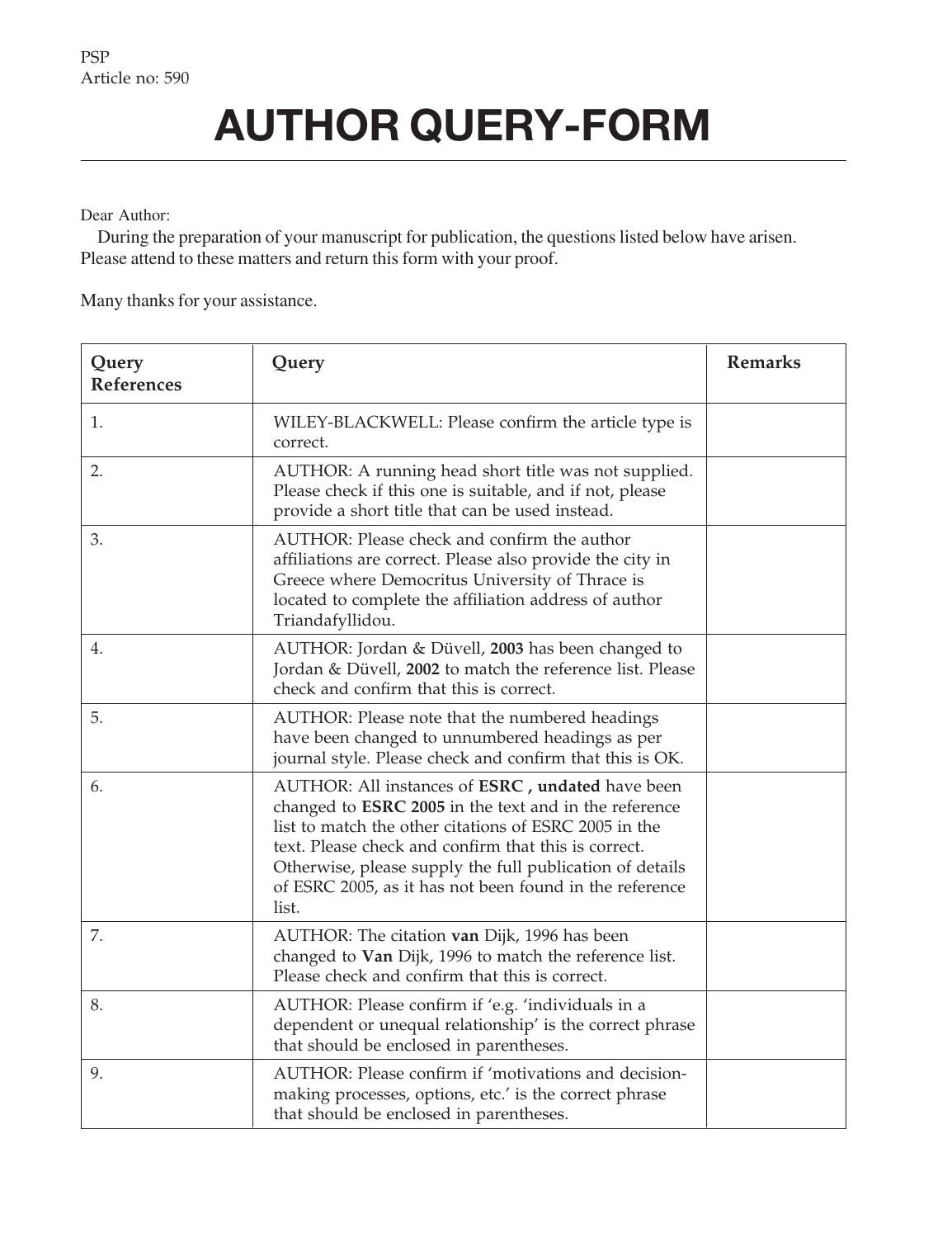PSP
Article no: 590

# AUTHOR QUERY-FORM

Dear Author:

During the preparation of your manuscript for publication, the questions listed below have arisen. Please attend to these matters and return this form with your proof.

Many thanks for your assistance.

| Query References | Query | Remarks |
|---|---|---|
| 1. | WILEY-BLACKWELL: Please confirm the article type is correct. | |
| 2. | AUTHOR: A running head short title was not supplied. Please check if this one is suitable, and if not, please provide a short title that can be used instead. | |
| 3. | AUTHOR: Please check and confirm the author affiliations are correct. Please also provide the city in Greece where Democritus University of Thrace is located to complete the affiliation address of author Triandafyllidou. | |
| 4. | AUTHOR: Jordan & Düvell, **2003** has been changed to Jordan & Düvell, **2002** to match the reference list. Please check and confirm that this is correct. | |
| 5. | AUTHOR: Please note that the numbered headings have been changed to unnumbered headings as per journal style. Please check and confirm that this is OK. | |
| 6. | AUTHOR: All instances of **ESRC , undated** have been changed to **ESRC 2005** in the text and in the reference list to match the other citations of ESRC 2005 in the text. Please check and confirm that this is correct. Otherwise, please supply the full publication of details of ESRC 2005, as it has not been found in the reference list. | |
| 7. | AUTHOR: The citation **van** Dijk, 1996 has been changed to **Van** Dijk, 1996 to match the reference list. Please check and confirm that this is correct. | |
| 8. | AUTHOR: Please confirm if 'e.g. 'individuals in a dependent or unequal relationship' is the correct phrase that should be enclosed in parentheses. | |
| 9. | AUTHOR: Please confirm if 'motivations and decision-making processes, options, etc.' is the correct phrase that should be enclosed in parentheses. | |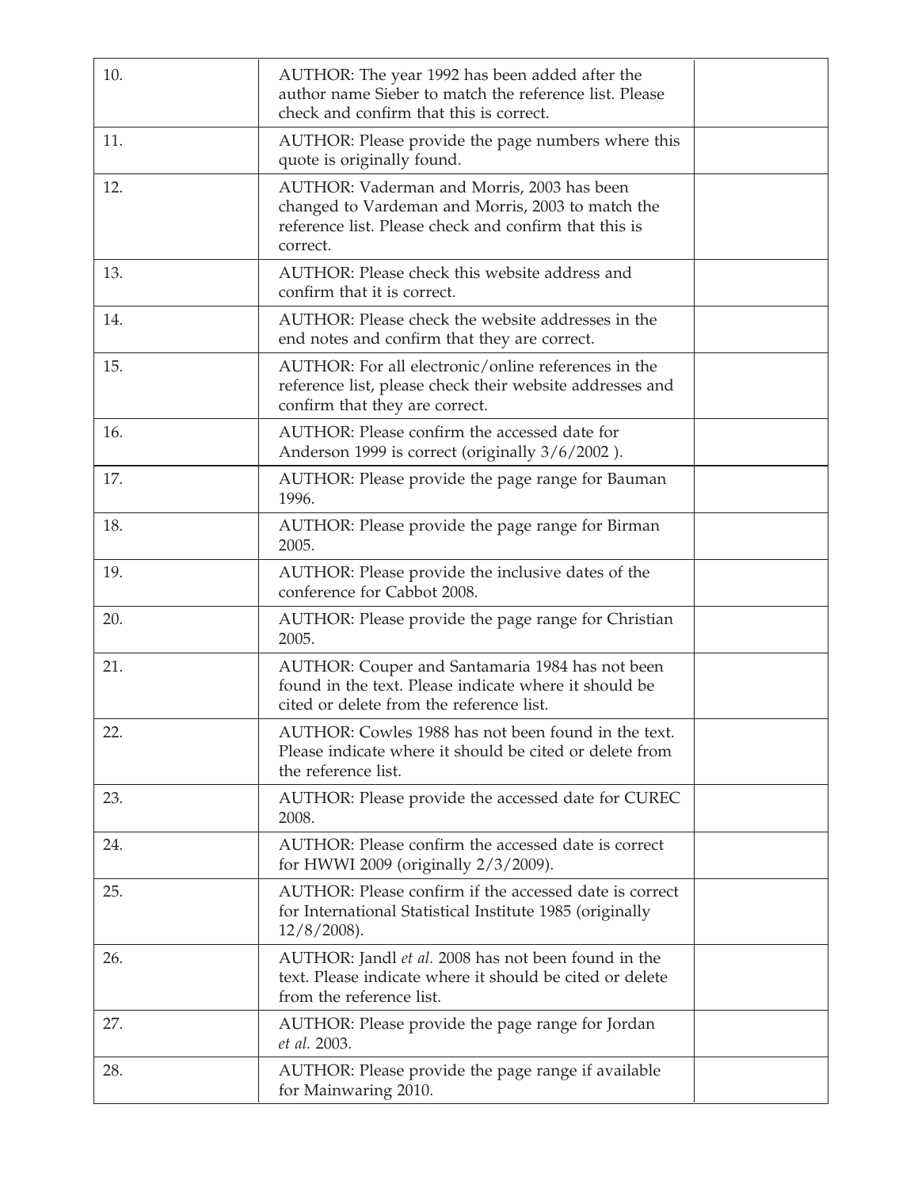| | | |
|---|---|---|
| 10. | AUTHOR: The year 1992 has been added after the author name Sieber to match the reference list. Please check and confirm that this is correct. | |
| 11. | AUTHOR: Please provide the page numbers where this quote is originally found. | |
| 12. | AUTHOR: Vaderman and Morris, 2003 has been changed to Vardeman and Morris, 2003 to match the reference list. Please check and confirm that this is correct. | |
| 13. | AUTHOR: Please check this website address and confirm that it is correct. | |
| 14. | AUTHOR: Please check the website addresses in the end notes and confirm that they are correct. | |
| 15. | AUTHOR: For all electronic/online references in the reference list, please check their website addresses and confirm that they are correct. | |
| 16. | AUTHOR: Please confirm the accessed date for Anderson 1999 is correct (originally 3/6/2002 ). | |
| 17. | AUTHOR: Please provide the page range for Bauman 1996. | |
| 18. | AUTHOR: Please provide the page range for Birman 2005. | |
| 19. | AUTHOR: Please provide the inclusive dates of the conference for Cabbot 2008. | |
| 20. | AUTHOR: Please provide the page range for Christian 2005. | |
| 21. | AUTHOR: Couper and Santamaria 1984 has not been found in the text. Please indicate where it should be cited or delete from the reference list. | |
| 22. | AUTHOR: Cowles 1988 has not been found in the text. Please indicate where it should be cited or delete from the reference list. | |
| 23. | AUTHOR: Please provide the accessed date for CUREC 2008. | |
| 24. | AUTHOR: Please confirm the accessed date is correct for HWWI 2009 (originally 2/3/2009). | |
| 25. | AUTHOR: Please confirm if the accessed date is correct for International Statistical Institute 1985 (originally 12/8/2008). | |
| 26. | AUTHOR: Jandl *et al.* 2008 has not been found in the text. Please indicate where it should be cited or delete from the reference list. | |
| 27. | AUTHOR: Please provide the page range for Jordan *et al.* 2003. | |
| 28. | AUTHOR: Please provide the page range if available for Mainwaring 2010. | |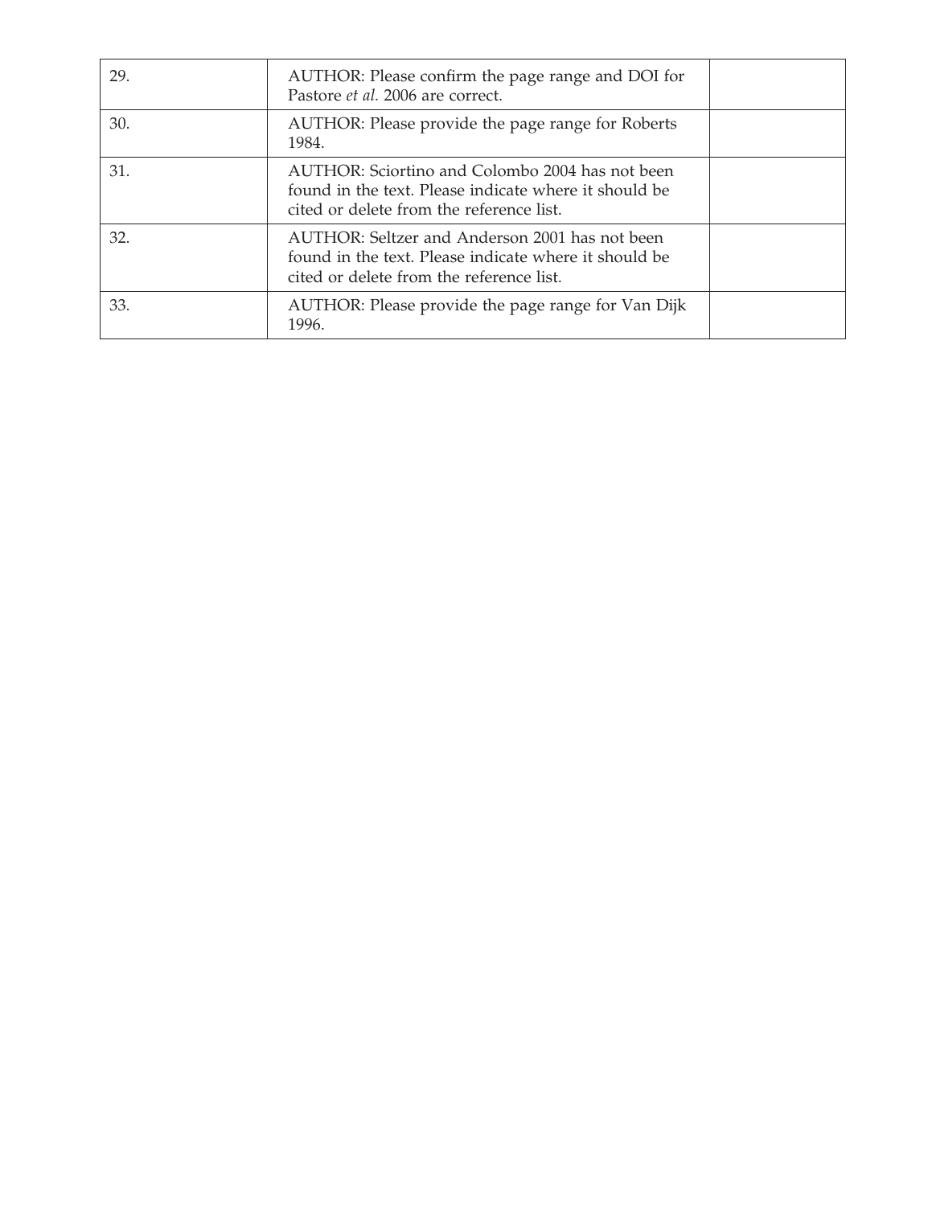| | | |
|---|---|---|
| 29. | AUTHOR: Please confirm the page range and DOI for Pastore *et al.* 2006 are correct. | |
| 30. | AUTHOR: Please provide the page range for Roberts 1984. | |
| 31. | AUTHOR: Sciortino and Colombo 2004 has not been found in the text. Please indicate where it should be cited or delete from the reference list. | |
| 32. | AUTHOR: Seltzer and Anderson 2001 has not been found in the text. Please indicate where it should be cited or delete from the reference list. | |
| 33. | AUTHOR: Please provide the page range for Van Dijk 1996. | |